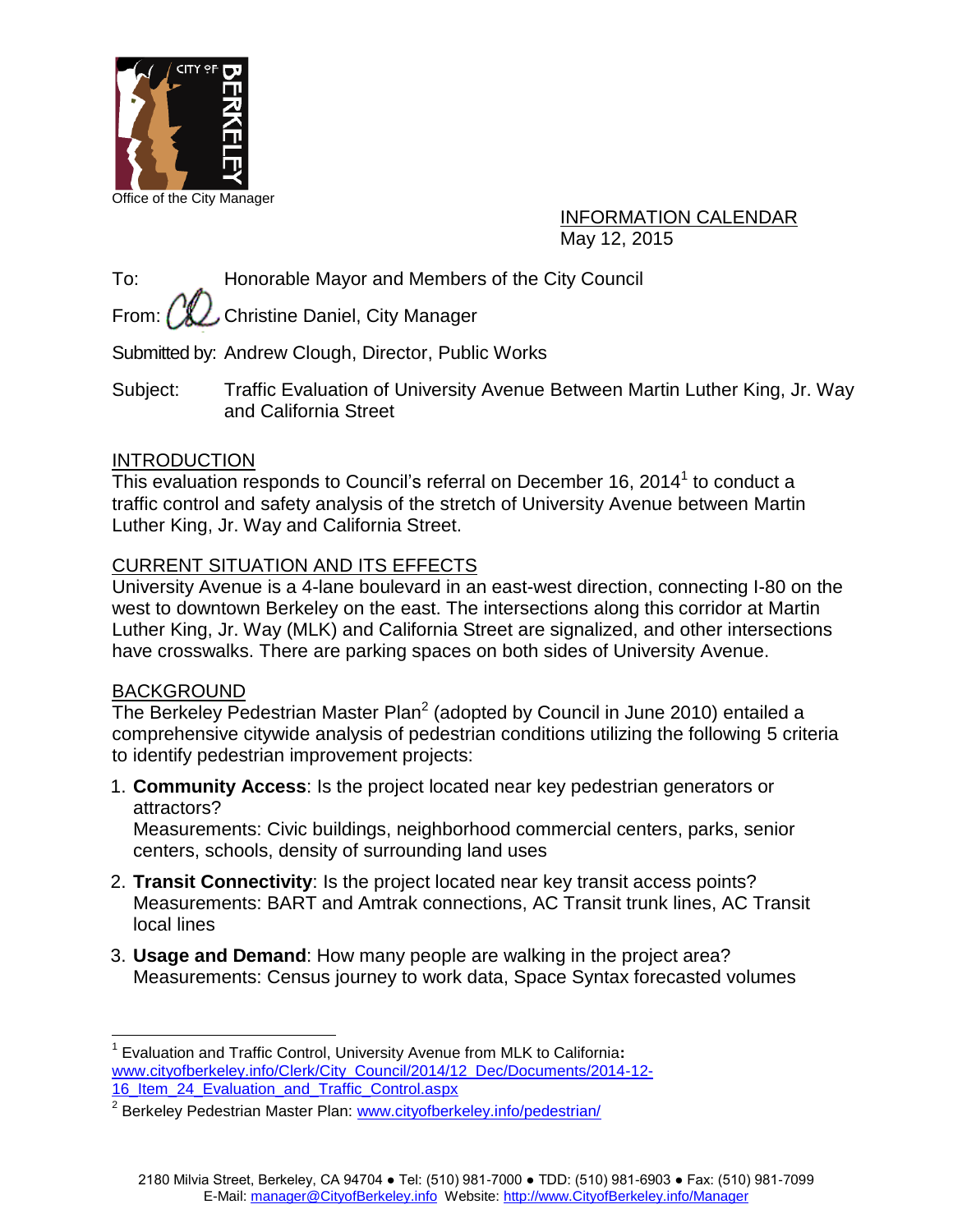Office of the City Manager

INFORMATION CALENDAR
May 12, 2015

To: Honorable Mayor and Members of the City Council

From: Christine Daniel, City Manager

Submitted by: Andrew Clough, Director, Public Works

Subject: Traffic Evaluation of University Avenue Between Martin Luther King, Jr. Way and California Street

## INTRODUCTION

This evaluation responds to Council's referral on December 16, 2014[1] to conduct a traffic control and safety analysis of the stretch of University Avenue between Martin Luther King, Jr. Way and California Street.

## CURRENT SITUATION AND ITS EFFECTS

University Avenue is a 4-lane boulevard in an east-west direction, connecting I-80 on the west to downtown Berkeley on the east. The intersections along this corridor at Martin Luther King, Jr. Way (MLK) and California Street are signalized, and other intersections have crosswalks. There are parking spaces on both sides of University Avenue.

## BACKGROUND

The Berkeley Pedestrian Master Plan[2] (adopted by Council in June 2010) entailed a comprehensive citywide analysis of pedestrian conditions utilizing the following 5 criteria to identify pedestrian improvement projects:

1. **Community Access**: Is the project located near key pedestrian generators or attractors?
   Measurements: Civic buildings, neighborhood commercial centers, parks, senior centers, schools, density of surrounding land uses
2. **Transit Connectivity**: Is the project located near key transit access points?
   Measurements: BART and Amtrak connections, AC Transit trunk lines, AC Transit local lines
3. **Usage and Demand**: How many people are walking in the project area?
   Measurements: Census journey to work data, Space Syntax forecasted volumes

---

[1] Evaluation and Traffic Control, University Avenue from MLK to California: www.cityofberkeley.info/Clerk/City_Council/2014/12_Dec/Documents/2014-12-16_Item_24_Evaluation_and_Traffic_Control.aspx

[2] Berkeley Pedestrian Master Plan: www.cityofberkeley.info/pedestrian/

2180 Milvia Street, Berkeley, CA 94704 ● Tel: (510) 981-7000 ● TDD: (510) 981-6903 ● Fax: (510) 981-7099
E-Mail: manager@CityofBerkeley.info Website: http://www.CityofBerkeley.info/Manager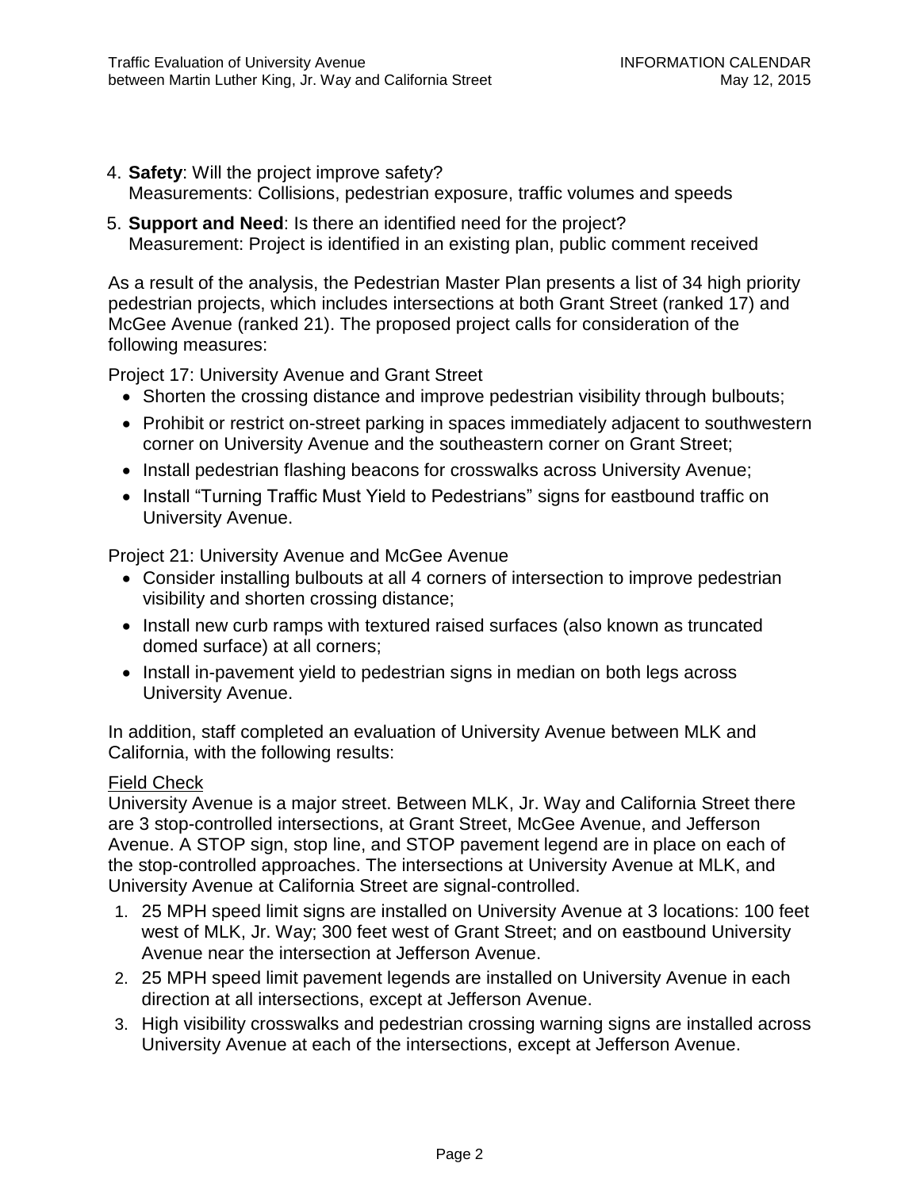4. **Safety**: Will the project improve safety?
   Measurements: Collisions, pedestrian exposure, traffic volumes and speeds
5. **Support and Need**: Is there an identified need for the project?
   Measurement: Project is identified in an existing plan, public comment received

As a result of the analysis, the Pedestrian Master Plan presents a list of 34 high priority pedestrian projects, which includes intersections at both Grant Street (ranked 17) and McGee Avenue (ranked 21). The proposed project calls for consideration of the following measures:

Project 17: University Avenue and Grant Street

- Shorten the crossing distance and improve pedestrian visibility through bulbouts;
- Prohibit or restrict on-street parking in spaces immediately adjacent to southwestern corner on University Avenue and the southeastern corner on Grant Street;
- Install pedestrian flashing beacons for crosswalks across University Avenue;
- Install "Turning Traffic Must Yield to Pedestrians" signs for eastbound traffic on University Avenue.

Project 21: University Avenue and McGee Avenue

- Consider installing bulbouts at all 4 corners of intersection to improve pedestrian visibility and shorten crossing distance;
- Install new curb ramps with textured raised surfaces (also known as truncated domed surface) at all corners;
- Install in-pavement yield to pedestrian signs in median on both legs across University Avenue.

In addition, staff completed an evaluation of University Avenue between MLK and California, with the following results:

Field Check

University Avenue is a major street. Between MLK, Jr. Way and California Street there are 3 stop-controlled intersections, at Grant Street, McGee Avenue, and Jefferson Avenue. A STOP sign, stop line, and STOP pavement legend are in place on each of the stop-controlled approaches. The intersections at University Avenue at MLK, and University Avenue at California Street are signal-controlled.

1. 25 MPH speed limit signs are installed on University Avenue at 3 locations: 100 feet west of MLK, Jr. Way; 300 feet west of Grant Street; and on eastbound University Avenue near the intersection at Jefferson Avenue.
2. 25 MPH speed limit pavement legends are installed on University Avenue in each direction at all intersections, except at Jefferson Avenue.
3. High visibility crosswalks and pedestrian crossing warning signs are installed across University Avenue at each of the intersections, except at Jefferson Avenue.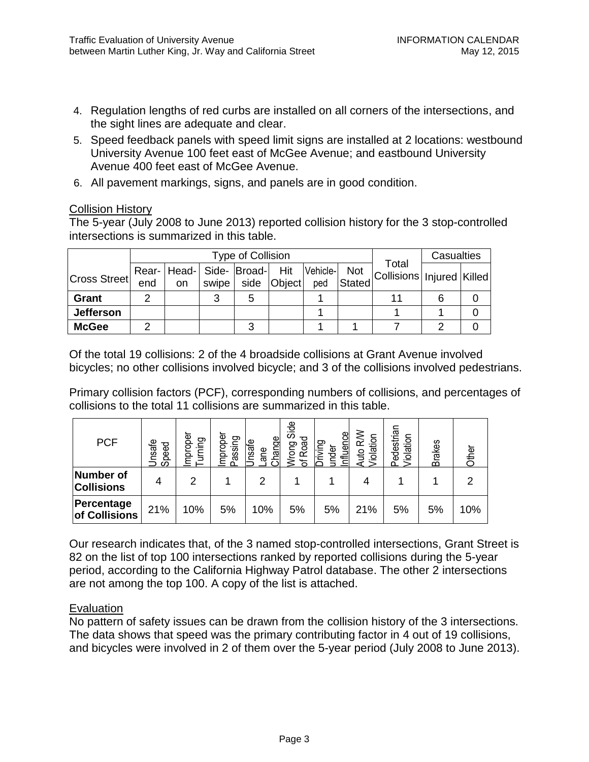4. Regulation lengths of red curbs are installed on all corners of the intersections, and the sight lines are adequate and clear.
5. Speed feedback panels with speed limit signs are installed at 2 locations: westbound University Avenue 100 feet east of McGee Avenue; and eastbound University Avenue 400 feet east of McGee Avenue.
6. All pavement markings, signs, and panels are in good condition.

Collision History

The 5-year (July 2008 to June 2013) reported collision history for the 3 stop-controlled intersections is summarized in this table.

| Cross Street | Type of Collision | | | | | | | Total Collisions | Casualties | |
|---|---|---|---|---|---|---|---|---|---|---|
| | Rear-end | Head-on | Side-swipe | Broad-side | Hit Object | Vehicle-ped | Not Stated | | Injured | Killed |
| **Grant** | 2 | | 3 | 5 | | 1 | | 11 | 6 | 0 |
| **Jefferson** | | | | | | 1 | | 1 | 1 | 0 |
| **McGee** | 2 | | | 3 | | 1 | 1 | 7 | 2 | 0 |

Of the total 19 collisions: 2 of the 4 broadside collisions at Grant Avenue involved bicycles; no other collisions involved bicycle; and 3 of the collisions involved pedestrians.

Primary collision factors (PCF), corresponding numbers of collisions, and percentages of collisions to the total 11 collisions are summarized in this table.

| PCF | Unsafe Speed | Improper Turning | Improper Passing | Unsafe Lane Change | Wrong Side of Road | Driving under Influence | Auto R/W Violation | Pedestrian Violation | Brakes | Other |
|---|---|---|---|---|---|---|---|---|---|---|
| **Number of Collisions** | 4 | 2 | 1 | 2 | 1 | 1 | 4 | 1 | 1 | 2 |
| **Percentage of Collisions** | 21% | 10% | 5% | 10% | 5% | 5% | 21% | 5% | 5% | 10% |

Our research indicates that, of the 3 named stop-controlled intersections, Grant Street is 82 on the list of top 100 intersections ranked by reported collisions during the 5-year period, according to the California Highway Patrol database. The other 2 intersections are not among the top 100. A copy of the list is attached.

Evaluation

No pattern of safety issues can be drawn from the collision history of the 3 intersections. The data shows that speed was the primary contributing factor in 4 out of 19 collisions, and bicycles were involved in 2 of them over the 5-year period (July 2008 to June 2013).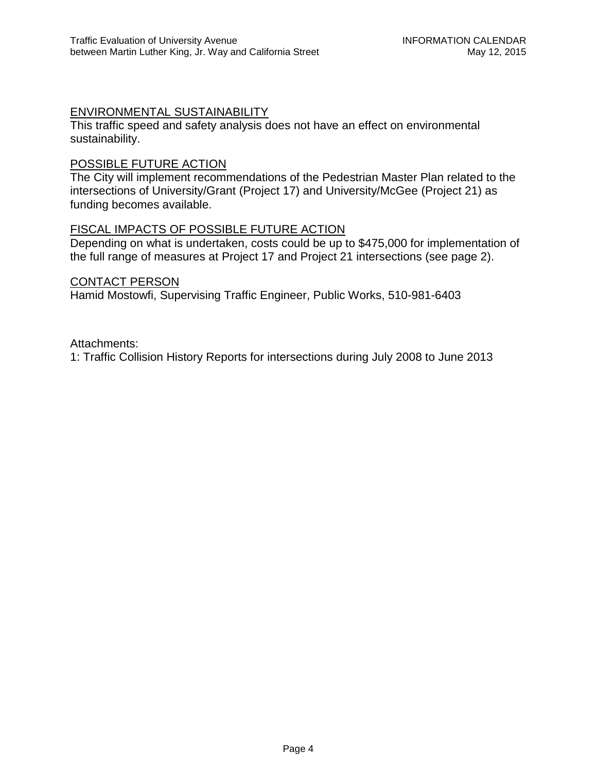## ENVIRONMENTAL SUSTAINABILITY

This traffic speed and safety analysis does not have an effect on environmental sustainability.

## POSSIBLE FUTURE ACTION

The City will implement recommendations of the Pedestrian Master Plan related to the intersections of University/Grant (Project 17) and University/McGee (Project 21) as funding becomes available.

## FISCAL IMPACTS OF POSSIBLE FUTURE ACTION

Depending on what is undertaken, costs could be up to $475,000 for implementation of the full range of measures at Project 17 and Project 21 intersections (see page 2).

## CONTACT PERSON

Hamid Mostowfi, Supervising Traffic Engineer, Public Works, 510-981-6403

Attachments:
1: Traffic Collision History Reports for intersections during July 2008 to June 2013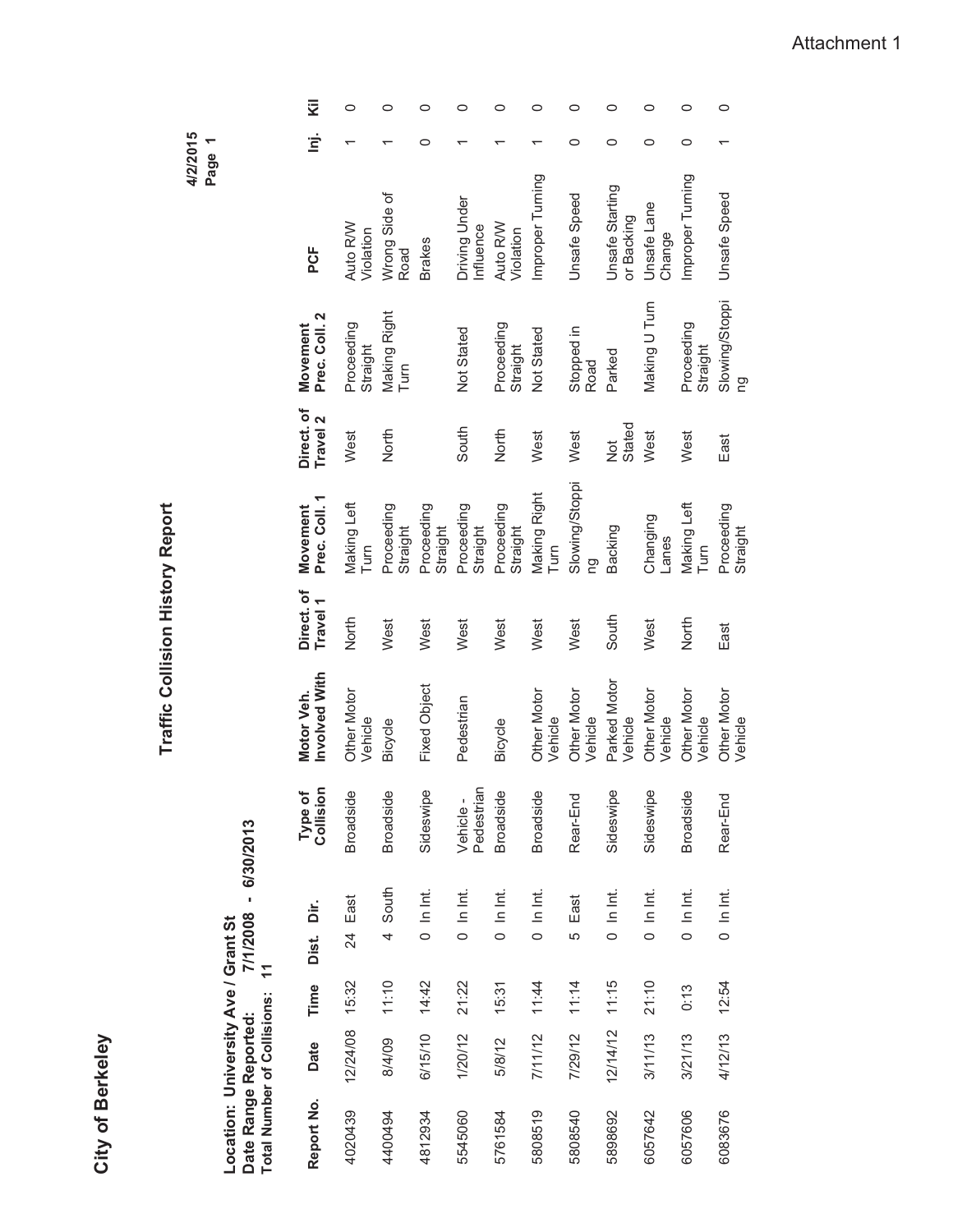Attachment 1

**City of Berkeley**

# Traffic Collision History Report

4/2/2015

**Location: University Ave / Grant St**
**Date Range Reported: 7/1/2008 - 6/30/2013**
**Total Number of Collisions: 11**

| Report No. | Date | Time | Dist. | Dir. | Type of Collision | Motor Veh. Involved With | Direct. of Travel 1 | Movement Prec. Coll. 1 | Direct. of Travel 2 | Movement Prec. Coll. 2 | PCF | Inj. | Kil |
|---|---|---|---|---|---|---|---|---|---|---|---|---|---|
| 4020439 | 12/24/08 | 15:32 | 24 | East | Broadside | Other Motor Vehicle | North | Making Left Turn | West | Proceeding Straight | Auto R/W Violation | 1 | 0 |
| 4400494 | 8/4/09 | 11:10 | 4 | South | Broadside | Bicycle | West | Proceeding Straight | North | Making Right Turn | Wrong Side of Road | 1 | 0 |
| 4812934 | 6/15/10 | 14:42 | 0 | In Int. | Sideswipe | Fixed Object | West | Proceeding Straight | | | Brakes | 0 | 0 |
| 5545060 | 1/20/12 | 21:22 | 0 | In Int. | Vehicle - Pedestrian | Pedestrian | West | Proceeding Straight | South | Not Stated | Driving Under Influence | 1 | 0 |
| 5761584 | 5/8/12 | 15:31 | 0 | In Int. | Broadside | Bicycle | West | Proceeding Straight | North | Proceeding Straight | Auto R/W Violation | 1 | 0 |
| 5808519 | 7/11/12 | 11:44 | 0 | In Int. | Broadside | Other Motor Vehicle | West | Making Right Turn | West | Not Stated | Improper Turning | 1 | 0 |
| 5808540 | 7/29/12 | 11:14 | 5 | East | Rear-End | Other Motor Vehicle | West | Slowing/Stopping | West | Stopped in Road | Unsafe Speed | 0 | 0 |
| 5898692 | 12/14/12 | 11:15 | 0 | In Int. | Sideswipe | Parked Motor Vehicle | South | Backing | Not Stated | Parked | Unsafe Starting or Backing | 0 | 0 |
| 6057642 | 3/11/13 | 21:10 | 0 | In Int. | Sideswipe | Other Motor Vehicle | West | Changing Lanes | West | Making U Turn | Unsafe Lane Change | 0 | 0 |
| 6057606 | 3/21/13 | 0:13 | 0 | In Int. | Broadside | Other Motor Vehicle | North | Making Left Turn | West | Proceeding Straight | Improper Turning | 0 | 0 |
| 6083676 | 4/12/13 | 12:54 | 0 | In Int. | Rear-End | Other Motor Vehicle | East | Proceeding Straight | East | Slowing/Stopping | Unsafe Speed | 1 | 0 |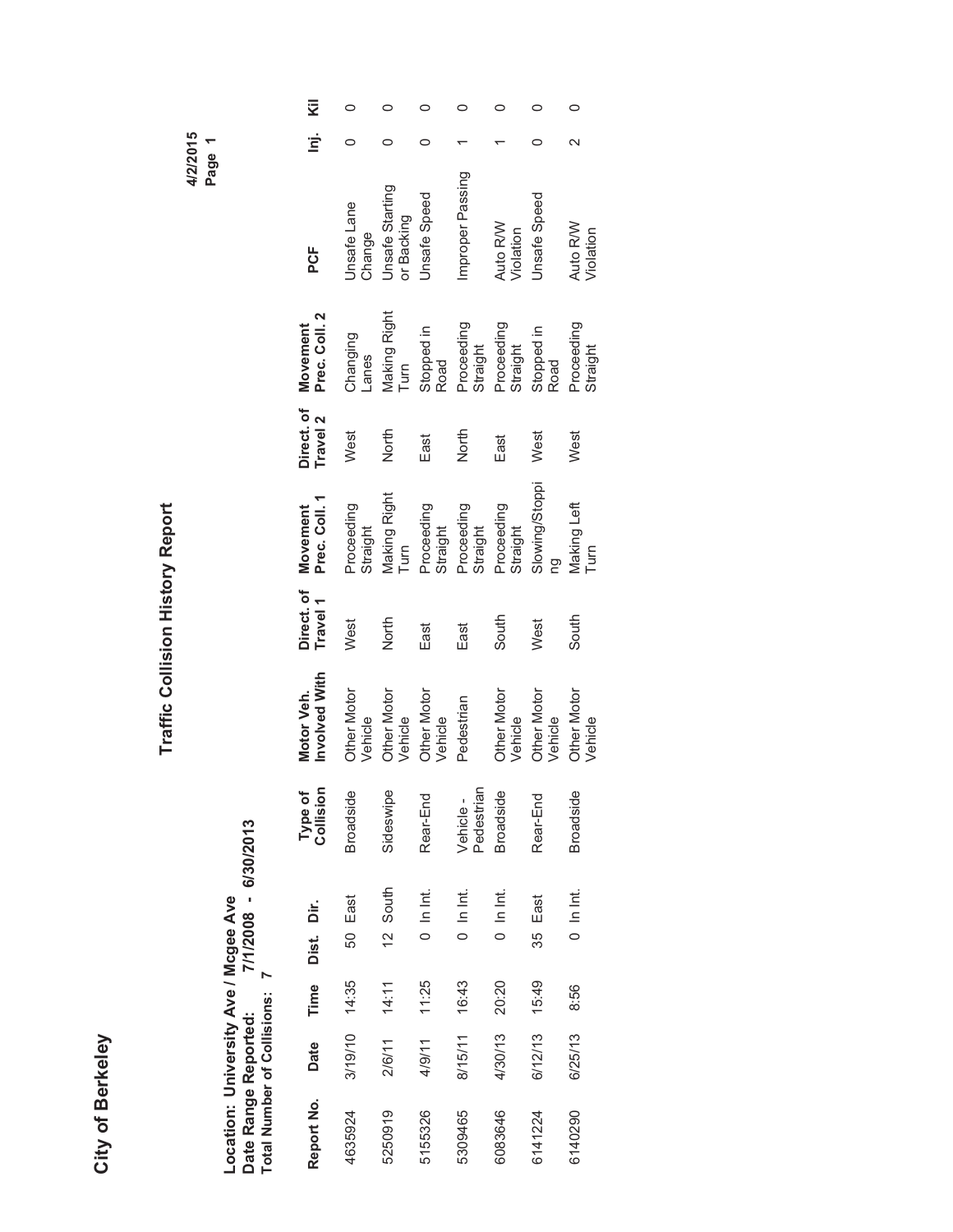**City of Berkeley**

# Traffic Collision History Report

4/2/2015
Page 1

**Location: University Ave / Mcgee Ave**
**Date Range Reported: 7/1/2008 - 6/30/2013**
**Total Number of Collisions: 7**

| Report No. | Date | Time | Dist. | Dir. | Type of Collision | Motor Veh. Involved With | Direct. of Travel 1 | Movement Prec. Coll. 1 | Direct. of Travel 2 | Movement Prec. Coll. 2 | PCF | Inj. | Kil |
|---|---|---|---|---|---|---|---|---|---|---|---|---|---|
| 4635924 | 3/19/10 | 14:35 | 50 | East | Broadside | Other Motor Vehicle | West | Proceeding Straight | West | Changing Lanes | Unsafe Lane Change | 0 | 0 |
| 5250919 | 2/6/11 | 14:11 | 12 | South | Sideswipe | Other Motor Vehicle | North | Making Right Turn | North | Making Right Turn | Unsafe Starting or Backing | 0 | 0 |
| 5155326 | 4/9/11 | 11:25 | 0 | In Int. | Rear-End | Other Motor Vehicle | East | Proceeding Straight | East | Stopped in Road | Unsafe Speed | 0 | 0 |
| 5309465 | 8/15/11 | 16:43 | 0 | In Int. | Vehicle - Pedestrian | Pedestrian | East | Proceeding Straight | North | Proceeding Straight | Improper Passing | 1 | 0 |
| 6083646 | 4/30/13 | 20:20 | 0 | In Int. | Broadside | Other Motor Vehicle | South | Proceeding Straight | East | Proceeding Straight | Auto R/W Violation | 1 | 0 |
| 6141224 | 6/12/13 | 15:49 | 35 | East | Rear-End | Other Motor Vehicle | West | Slowing/Stopping | West | Stopped in Road | Unsafe Speed | 0 | 0 |
| 6140290 | 6/25/13 | 8:56 | 0 | In Int. | Broadside | Other Motor Vehicle | South | Making Left Turn | West | Proceeding Straight | Auto R/W Violation | 2 | 0 |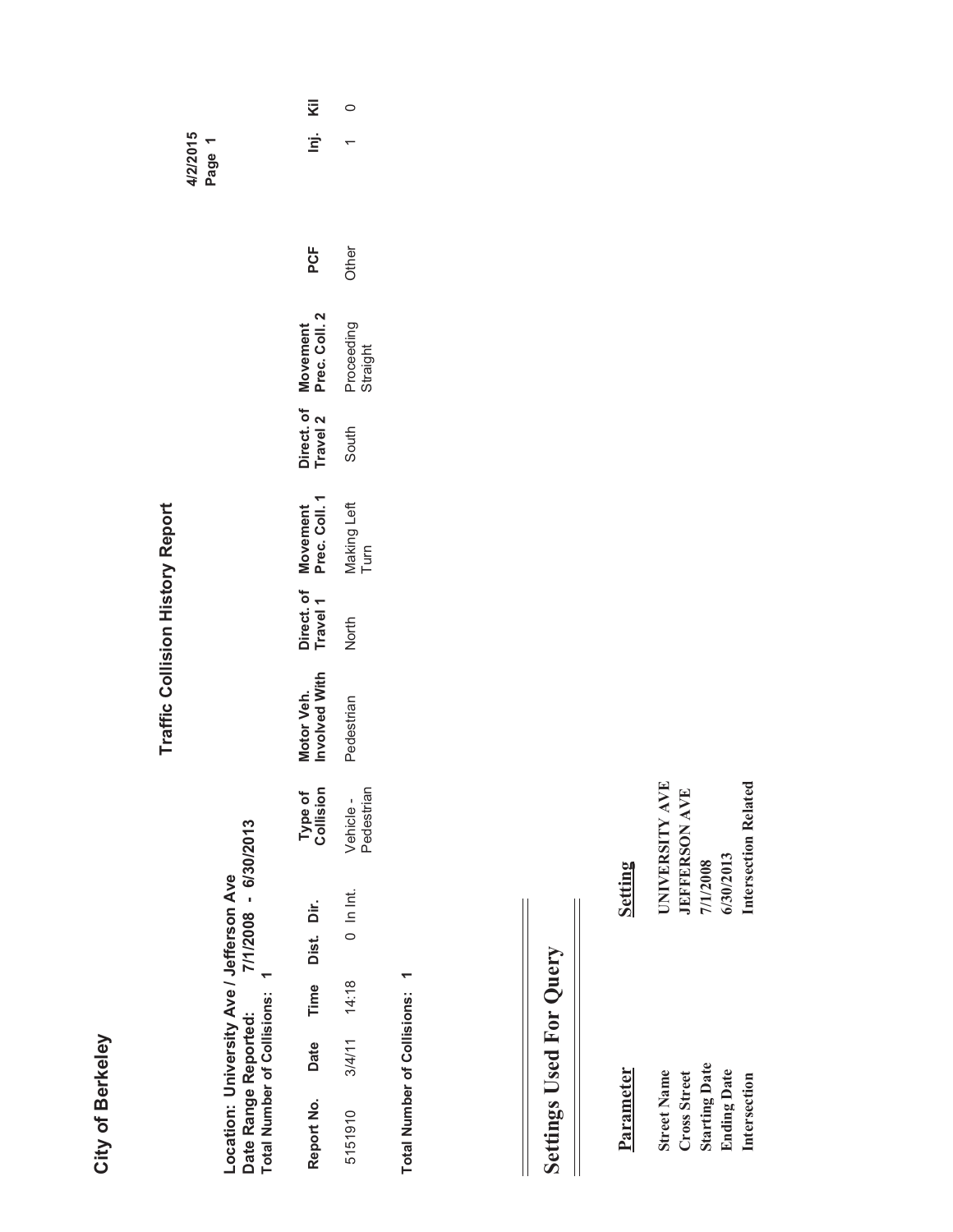**City of Berkeley**

# Traffic Collision History Report

**Location: University Ave / Jefferson Ave**
**Date Range Reported: 7/1/2008 - 6/30/2013**
**Total Number of Collisions: 1**

| Report No. | Date | Time | Dist. | Dir. | Type of Collision | Motor Veh. Involved With | Direct. of Travel 1 | Movement Prec. Coll. 1 | Direct. of Travel 2 | Movement Prec. Coll. 2 | PCF | Inj. | Kil |
|---|---|---|---|---|---|---|---|---|---|---|---|---|---|
| 5151910 | 3/4/11 | 14:18 | 0 | In Int. | Vehicle - Pedestrian | Pedestrian | North | Making Left Turn | South | Proceeding Straight | Other | 1 | 0 |

**Total Number of Collisions: 1**

## Settings Used For Query

| Parameter | Setting |
|---|---|
| Street Name | UNIVERSITY AVE |
| Cross Street | JEFFERSON AVE |
| Starting Date | 7/1/2008 |
| Ending Date | 6/30/2013 |
| Intersection | Intersection Related |

4/2/2015